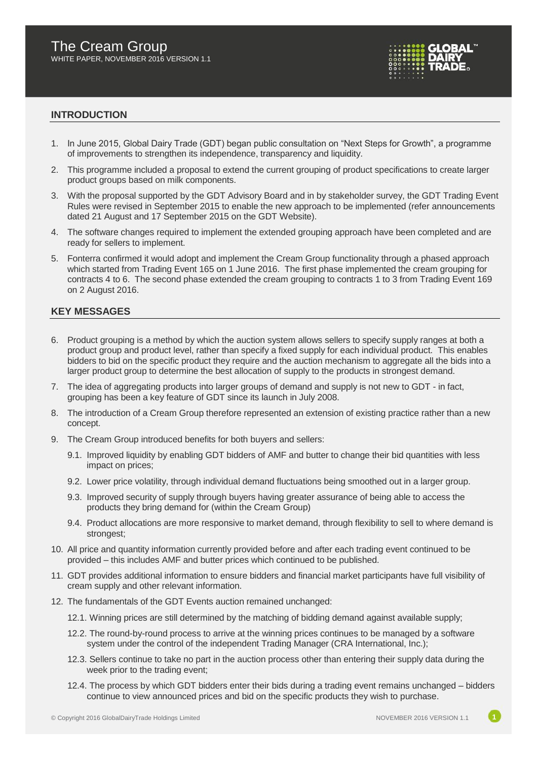# The Cream Group

WHITE PAPER, NOVEMBER 2016 VERSION 1.1

## INTRODUCTION

1. In June 2015, Global Dairy Trade (GDT) began public consultation on "Next Steps for Growth", a programme of improvements to strengthen its independence, transparency and liquidity.
2. This programme included a proposal to extend the current grouping of product specifications to create larger product groups based on milk components.
3. With the proposal supported by the GDT Advisory Board and in by stakeholder survey, the GDT Trading Event Rules were revised in September 2015 to enable the new approach to be implemented (refer announcements dated 21 August and 17 September 2015 on the GDT Website).
4. The software changes required to implement the extended grouping approach have been completed and are ready for sellers to implement.
5. Fonterra confirmed it would adopt and implement the Cream Group functionality through a phased approach which started from Trading Event 165 on 1 June 2016. The first phase implemented the cream grouping for contracts 4 to 6. The second phase extended the cream grouping to contracts 1 to 3 from Trading Event 169 on 2 August 2016.

## KEY MESSAGES

6. Product grouping is a method by which the auction system allows sellers to specify supply ranges at both a product group and product level, rather than specify a fixed supply for each individual product. This enables bidders to bid on the specific product they require and the auction mechanism to aggregate all the bids into a larger product group to determine the best allocation of supply to the products in strongest demand.
7. The idea of aggregating products into larger groups of demand and supply is not new to GDT - in fact, grouping has been a key feature of GDT since its launch in July 2008.
8. The introduction of a Cream Group therefore represented an extension of existing practice rather than a new concept.
9. The Cream Group introduced benefits for both buyers and sellers:
   - 9.1. Improved liquidity by enabling GDT bidders of AMF and butter to change their bid quantities with less impact on prices;
   - 9.2. Lower price volatility, through individual demand fluctuations being smoothed out in a larger group.
   - 9.3. Improved security of supply through buyers having greater assurance of being able to access the products they bring demand for (within the Cream Group)
   - 9.4. Product allocations are more responsive to market demand, through flexibility to sell to where demand is strongest;
10. All price and quantity information currently provided before and after each trading event continued to be provided – this includes AMF and butter prices which continued to be published.
11. GDT provides additional information to ensure bidders and financial market participants have full visibility of cream supply and other relevant information.
12. The fundamentals of the GDT Events auction remained unchanged:
    - 12.1. Winning prices are still determined by the matching of bidding demand against available supply;
    - 12.2. The round-by-round process to arrive at the winning prices continues to be managed by a software system under the control of the independent Trading Manager (CRA International, Inc.);
    - 12.3. Sellers continue to take no part in the auction process other than entering their supply data during the week prior to the trading event;
    - 12.4. The process by which GDT bidders enter their bids during a trading event remains unchanged – bidders continue to view announced prices and bid on the specific products they wish to purchase.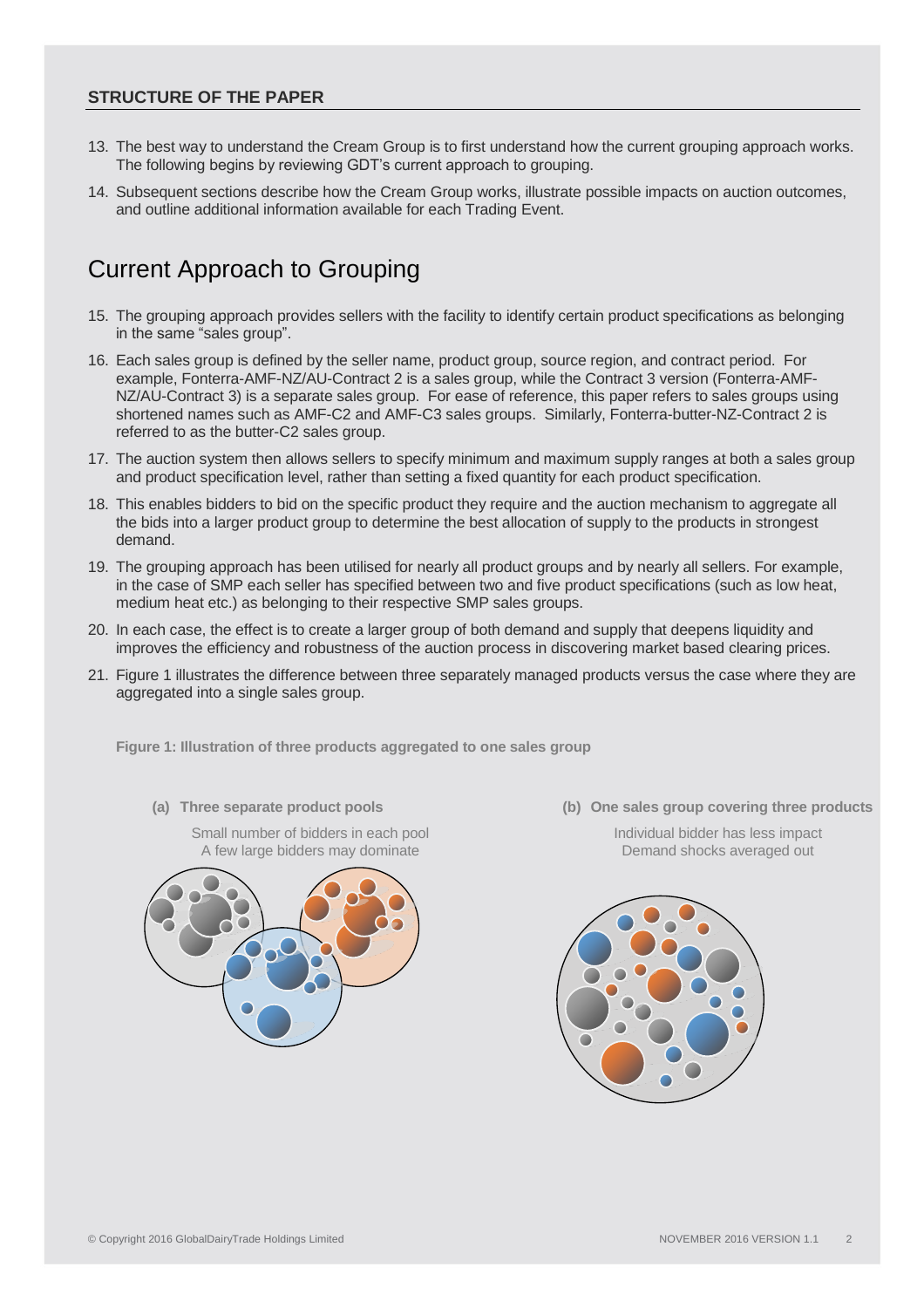## STRUCTURE OF THE PAPER

13. The best way to understand the Cream Group is to first understand how the current grouping approach works. The following begins by reviewing GDT's current approach to grouping.
14. Subsequent sections describe how the Cream Group works, illustrate possible impacts on auction outcomes, and outline additional information available for each Trading Event.

# Current Approach to Grouping

15. The grouping approach provides sellers with the facility to identify certain product specifications as belonging in the same "sales group".
16. Each sales group is defined by the seller name, product group, source region, and contract period. For example, Fonterra-AMF-NZ/AU-Contract 2 is a sales group, while the Contract 3 version (Fonterra-AMF-NZ/AU-Contract 3) is a separate sales group. For ease of reference, this paper refers to sales groups using shortened names such as AMF-C2 and AMF-C3 sales groups. Similarly, Fonterra-butter-NZ-Contract 2 is referred to as the butter-C2 sales group.
17. The auction system then allows sellers to specify minimum and maximum supply ranges at both a sales group and product specification level, rather than setting a fixed quantity for each product specification.
18. This enables bidders to bid on the specific product they require and the auction mechanism to aggregate all the bids into a larger product group to determine the best allocation of supply to the products in strongest demand.
19. The grouping approach has been utilised for nearly all product groups and by nearly all sellers. For example, in the case of SMP each seller has specified between two and five product specifications (such as low heat, medium heat etc.) as belonging to their respective SMP sales groups.
20. In each case, the effect is to create a larger group of both demand and supply that deepens liquidity and improves the efficiency and robustness of the auction process in discovering market based clearing prices.
21. Figure 1 illustrates the difference between three separately managed products versus the case where they are aggregated into a single sales group.

**Figure 1: Illustration of three products aggregated to one sales group**

**(a) Three separate product pools**

Small number of bidders in each pool
A few large bidders may dominate

**(b) One sales group covering three products**

Individual bidder has less impact
Demand shocks averaged out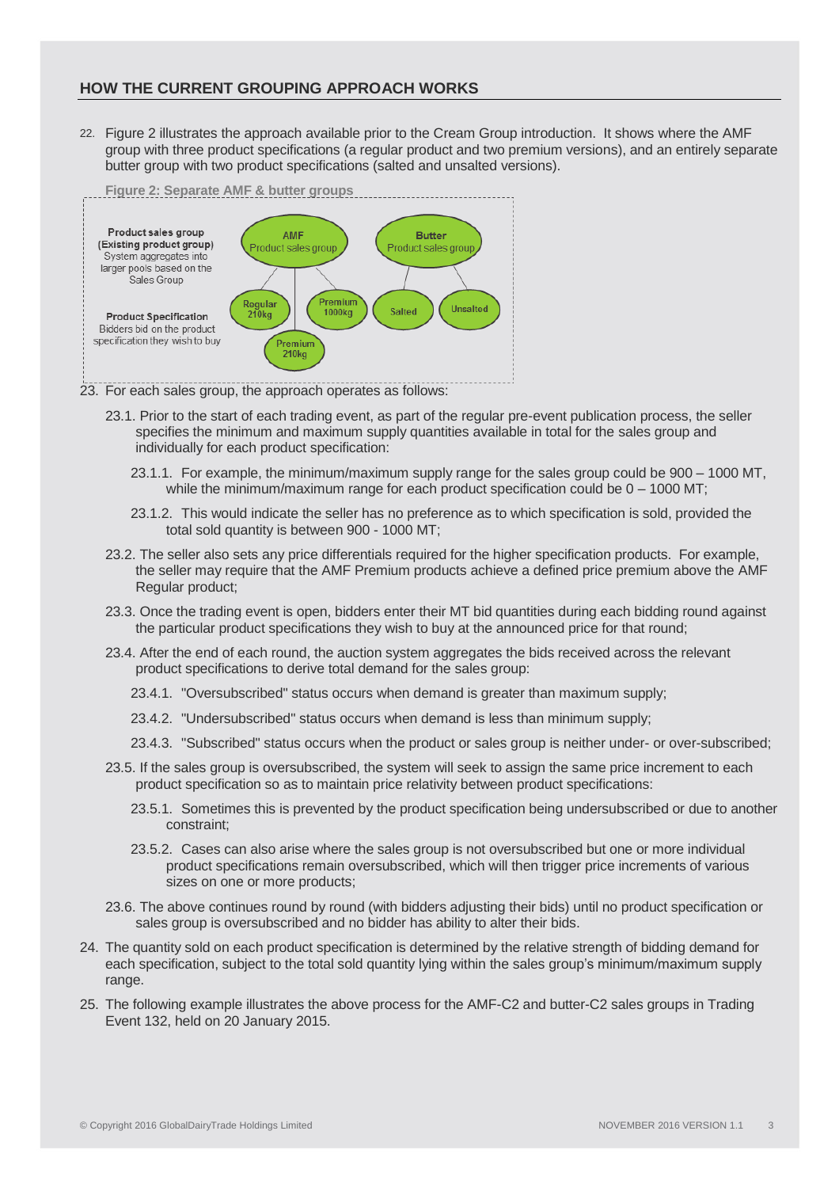## HOW THE CURRENT GROUPING APPROACH WORKS

22. Figure 2 illustrates the approach available prior to the Cream Group introduction. It shows where the AMF group with three product specifications (a regular product and two premium versions), and an entirely separate butter group with two product specifications (salted and unsalted versions).

Figure 2: Separate AMF & butter groups

**Product sales group (Existing product group)** System aggregates into larger pools based on the Sales Group

**Product Specification** Bidders bid on the product specification they wish to buy

AMF Product sales group: Regular 210kg, Premium 1000kg, Premium 210kg

Butter Product sales group: Salted, Unsalted

23. For each sales group, the approach operates as follows:

    23.1. Prior to the start of each trading event, as part of the regular pre-event publication process, the seller specifies the minimum and maximum supply quantities available in total for the sales group and individually for each product specification:

    23.1.1. For example, the minimum/maximum supply range for the sales group could be 900 – 1000 MT, while the minimum/maximum range for each product specification could be 0 – 1000 MT;

    23.1.2. This would indicate the seller has no preference as to which specification is sold, provided the total sold quantity is between 900 - 1000 MT;

    23.2. The seller also sets any price differentials required for the higher specification products. For example, the seller may require that the AMF Premium products achieve a defined price premium above the AMF Regular product;

    23.3. Once the trading event is open, bidders enter their MT bid quantities during each bidding round against the particular product specifications they wish to buy at the announced price for that round;

    23.4. After the end of each round, the auction system aggregates the bids received across the relevant product specifications to derive total demand for the sales group:

    23.4.1. "Oversubscribed" status occurs when demand is greater than maximum supply;

    23.4.2. "Undersubscribed" status occurs when demand is less than minimum supply;

    23.4.3. "Subscribed" status occurs when the product or sales group is neither under- or over-subscribed;

    23.5. If the sales group is oversubscribed, the system will seek to assign the same price increment to each product specification so as to maintain price relativity between product specifications:

    23.5.1. Sometimes this is prevented by the product specification being undersubscribed or due to another constraint;

    23.5.2. Cases can also arise where the sales group is not oversubscribed but one or more individual product specifications remain oversubscribed, which will then trigger price increments of various sizes on one or more products;

    23.6. The above continues round by round (with bidders adjusting their bids) until no product specification or sales group is oversubscribed and no bidder has ability to alter their bids.

24. The quantity sold on each product specification is determined by the relative strength of bidding demand for each specification, subject to the total sold quantity lying within the sales group's minimum/maximum supply range.

25. The following example illustrates the above process for the AMF-C2 and butter-C2 sales groups in Trading Event 132, held on 20 January 2015.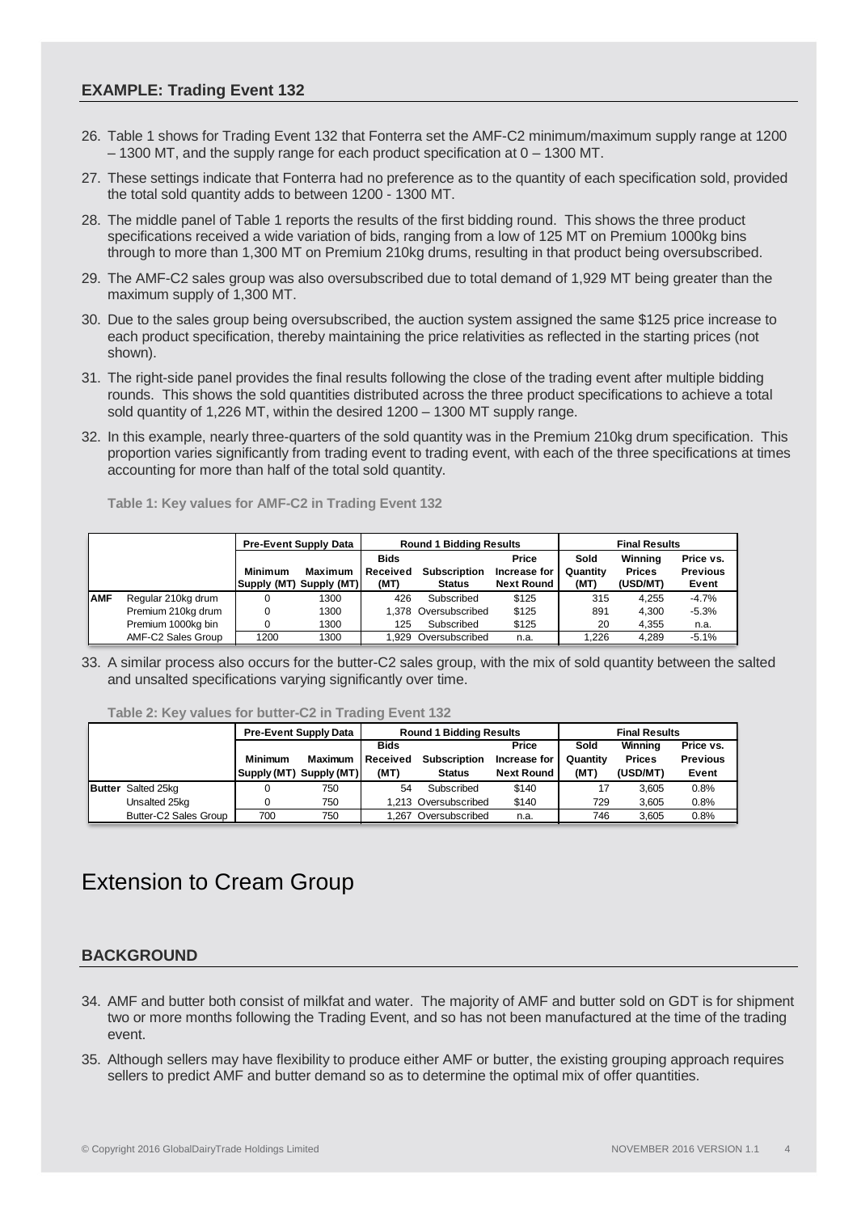### EXAMPLE: Trading Event 132

26. Table 1 shows for Trading Event 132 that Fonterra set the AMF-C2 minimum/maximum supply range at 1200 – 1300 MT, and the supply range for each product specification at 0 – 1300 MT.
27. These settings indicate that Fonterra had no preference as to the quantity of each specification sold, provided the total sold quantity adds to between 1200 - 1300 MT.
28. The middle panel of Table 1 reports the results of the first bidding round. This shows the three product specifications received a wide variation of bids, ranging from a low of 125 MT on Premium 1000kg bins through to more than 1,300 MT on Premium 210kg drums, resulting in that product being oversubscribed.
29. The AMF-C2 sales group was also oversubscribed due to total demand of 1,929 MT being greater than the maximum supply of 1,300 MT.
30. Due to the sales group being oversubscribed, the auction system assigned the same $125 price increase to each product specification, thereby maintaining the price relativities as reflected in the starting prices (not shown).
31. The right-side panel provides the final results following the close of the trading event after multiple bidding rounds. This shows the sold quantities distributed across the three product specifications to achieve a total sold quantity of 1,226 MT, within the desired 1200 – 1300 MT supply range.
32. In this example, nearly three-quarters of the sold quantity was in the Premium 210kg drum specification. This proportion varies significantly from trading event to trading event, with each of the three specifications at times accounting for more than half of the total sold quantity.

**Table 1: Key values for AMF-C2 in Trading Event 132**

| | | Pre-Event Supply Data | | Round 1 Bidding Results | | | Final Results | | |
|---|---|---|---|---|---|---|---|---|---|
| | | Minimum Supply (MT) | Maximum Supply (MT) | Bids Received (MT) | Subscription Status | Price Increase for Next Round | Sold Quantity (MT) | Winning Prices (USD/MT) | Price vs. Previous Event |
| AMF | Regular 210kg drum | 0 | 1300 | 426 | Subscribed | $125 | 315 | 4,255 | -4.7% |
| | Premium 210kg drum | 0 | 1300 | 1,378 | Oversubscribed | $125 | 891 | 4,300 | -5.3% |
| | Premium 1000kg bin | 0 | 1300 | 125 | Subscribed | $125 | 20 | 4,355 | n.a. |
| | AMF-C2 Sales Group | 1200 | 1300 | 1,929 | Oversubscribed | n.a. | 1,226 | 4,289 | -5.1% |

33. A similar process also occurs for the butter-C2 sales group, with the mix of sold quantity between the salted and unsalted specifications varying significantly over time.

**Table 2: Key values for butter-C2 in Trading Event 132**

| | | Pre-Event Supply Data | | Round 1 Bidding Results | | | Final Results | | |
|---|---|---|---|---|---|---|---|---|---|
| | | Minimum Supply (MT) | Maximum Supply (MT) | Bids Received (MT) | Subscription Status | Price Increase for Next Round | Sold Quantity (MT) | Winning Prices (USD/MT) | Price vs. Previous Event |
| Butter | Salted 25kg | 0 | 750 | 54 | Subscribed | $140 | 17 | 3,605 | 0.8% |
| | Unsalted 25kg | 0 | 750 | 1,213 | Oversubscribed | $140 | 729 | 3,605 | 0.8% |
| | Butter-C2 Sales Group | 700 | 750 | 1,267 | Oversubscribed | n.a. | 746 | 3,605 | 0.8% |

# Extension to Cream Group

### BACKGROUND

34. AMF and butter both consist of milkfat and water. The majority of AMF and butter sold on GDT is for shipment two or more months following the Trading Event, and so has not been manufactured at the time of the trading event.
35. Although sellers may have flexibility to produce either AMF or butter, the existing grouping approach requires sellers to predict AMF and butter demand so as to determine the optimal mix of offer quantities.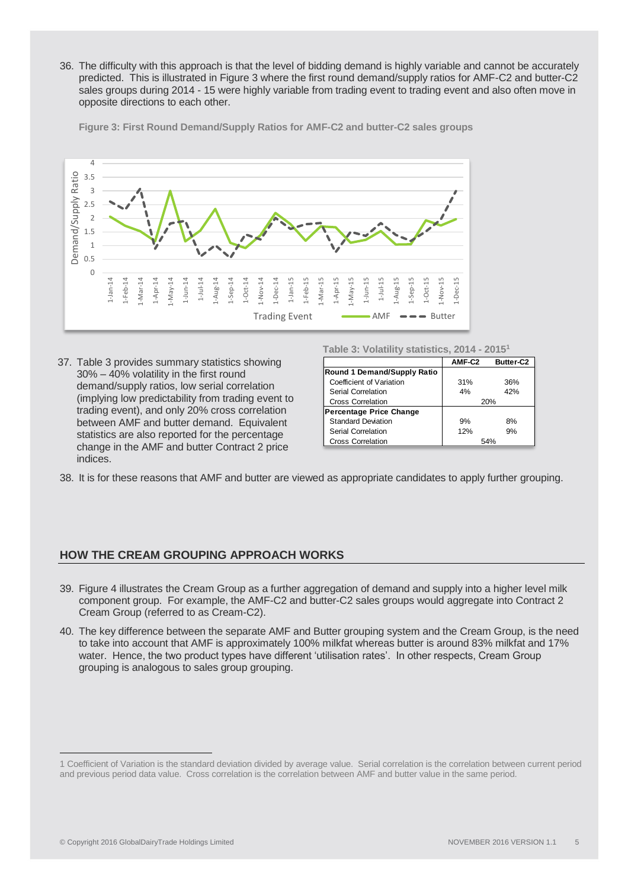36. The difficulty with this approach is that the level of bidding demand is highly variable and cannot be accurately predicted. This is illustrated in Figure 3 where the first round demand/supply ratios for AMF-C2 and butter-C2 sales groups during 2014 - 15 were highly variable from trading event to trading event and also often move in opposite directions to each other.

**Figure 3: First Round Demand/Supply Ratios for AMF-C2 and butter-C2 sales groups**

37. Table 3 provides summary statistics showing 30% – 40% volatility in the first round demand/supply ratios, low serial correlation (implying low predictability from trading event to trading event), and only 20% cross correlation between AMF and butter demand. Equivalent statistics are also reported for the percentage change in the AMF and butter Contract 2 price indices.

**Table 3: Volatility statistics, 2014 - 2015[1]**

| | AMF-C2 | Butter-C2 |
|---|---|---|
| **Round 1 Demand/Supply Ratio** | | |
| Coefficient of Variation | 31% | 36% |
| Serial Correlation | 4% | 42% |
| Cross Correlation | 20% | |
| **Percentage Price Change** | | |
| Standard Deviation | 9% | 8% |
| Serial Correlation | 12% | 9% |
| Cross Correlation | 54% | |

38. It is for these reasons that AMF and butter are viewed as appropriate candidates to apply further grouping.

## HOW THE CREAM GROUPING APPROACH WORKS

39. Figure 4 illustrates the Cream Group as a further aggregation of demand and supply into a higher level milk component group. For example, the AMF-C2 and butter-C2 sales groups would aggregate into Contract 2 Cream Group (referred to as Cream-C2).

40. The key difference between the separate AMF and Butter grouping system and the Cream Group, is the need to take into account that AMF is approximately 100% milkfat whereas butter is around 83% milkfat and 17% water. Hence, the two product types have different 'utilisation rates'. In other respects, Cream Group grouping is analogous to sales group grouping.

---

1 Coefficient of Variation is the standard deviation divided by average value. Serial correlation is the correlation between current period and previous period data value. Cross correlation is the correlation between AMF and butter value in the same period.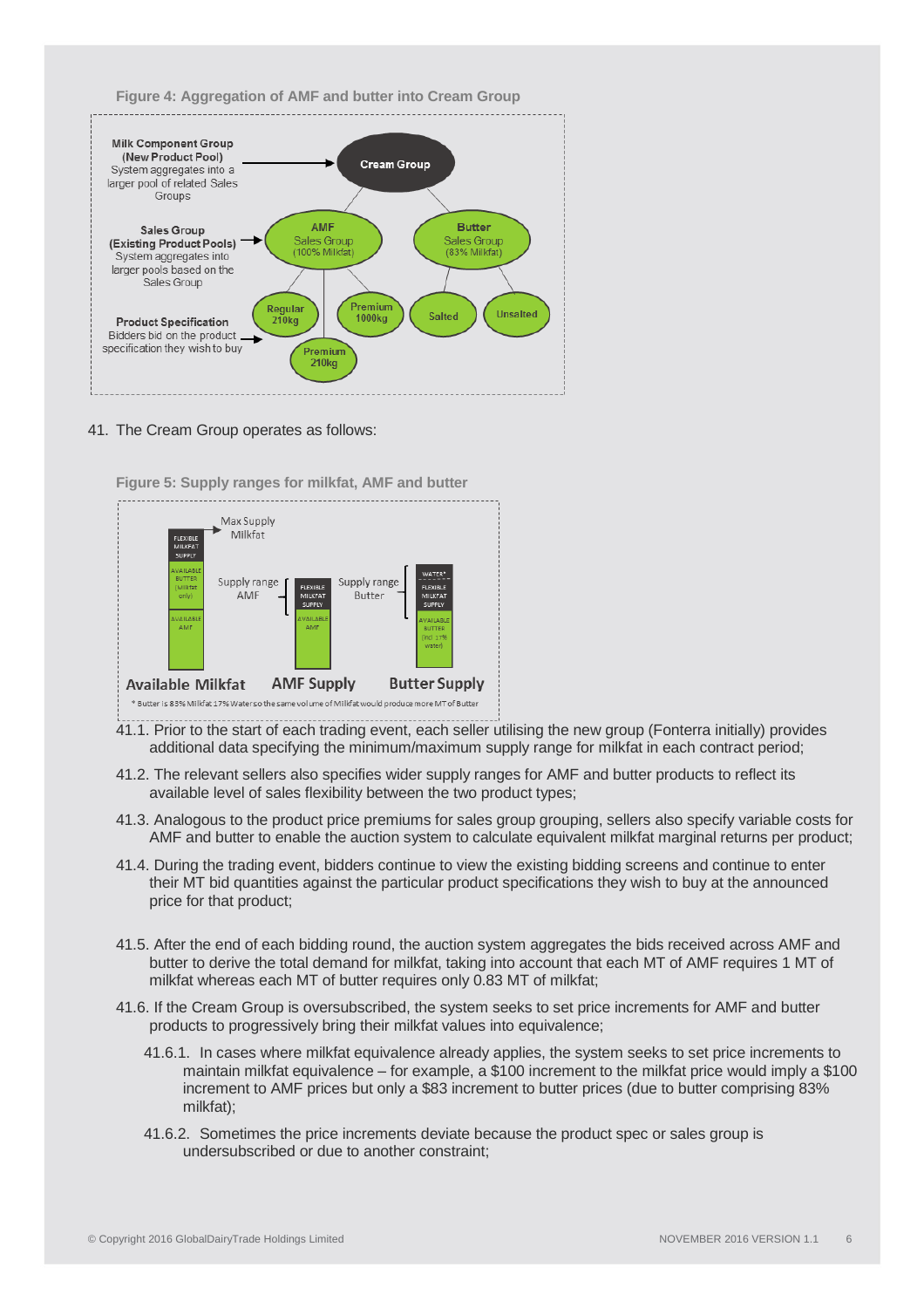**Figure 4: Aggregation of AMF and butter into Cream Group**

**Milk Component Group (New Product Pool)** System aggregates into a larger pool of related Sales Groups → Cream Group

**Sales Group (Existing Product Pools)** System aggregates into larger pools based on the Sales Group → AMF Sales Group (100% Milkfat); Butter Sales Group (83% Milkfat)

**Product Specification** Bidders bid on the product specification they wish to buy → Regular 210kg; Premium 1000kg; Premium 210kg; Salted; Unsalted

41. The Cream Group operates as follows:

**Figure 5: Supply ranges for milkfat, AMF and butter**

Max Supply Milkfat; Supply range AMF; Supply range Butter

Available Milkfat: FLEXIBLE MILKFAT SUPPLY; AVAILABLE BUTTER (Milkfat only); AVAILABLE AMF

AMF Supply: FLEXIBLE MILKFAT SUPPLY; AVAILABLE AMF

Butter Supply: WATER*; FLEXIBLE MILKFAT SUPPLY; AVAILABLE BUTTER (incl 17% water)

* Butter is 83% Milkfat 17% Water so the same volume of Milkfat would produce more MT of Butter

41.1. Prior to the start of each trading event, each seller utilising the new group (Fonterra initially) provides additional data specifying the minimum/maximum supply range for milkfat in each contract period;

41.2. The relevant sellers also specifies wider supply ranges for AMF and butter products to reflect its available level of sales flexibility between the two product types;

41.3. Analogous to the product price premiums for sales group grouping, sellers also specify variable costs for AMF and butter to enable the auction system to calculate equivalent milkfat marginal returns per product;

41.4. During the trading event, bidders continue to view the existing bidding screens and continue to enter their MT bid quantities against the particular product specifications they wish to buy at the announced price for that product;

41.5. After the end of each bidding round, the auction system aggregates the bids received across AMF and butter to derive the total demand for milkfat, taking into account that each MT of AMF requires 1 MT of milkfat whereas each MT of butter requires only 0.83 MT of milkfat;

41.6. If the Cream Group is oversubscribed, the system seeks to set price increments for AMF and butter products to progressively bring their milkfat values into equivalence;

41.6.1. In cases where milkfat equivalence already applies, the system seeks to set price increments to maintain milkfat equivalence – for example, a $100 increment to the milkfat price would imply a $100 increment to AMF prices but only a $83 increment to butter prices (due to butter comprising 83% milkfat);

41.6.2. Sometimes the price increments deviate because the product spec or sales group is undersubscribed or due to another constraint;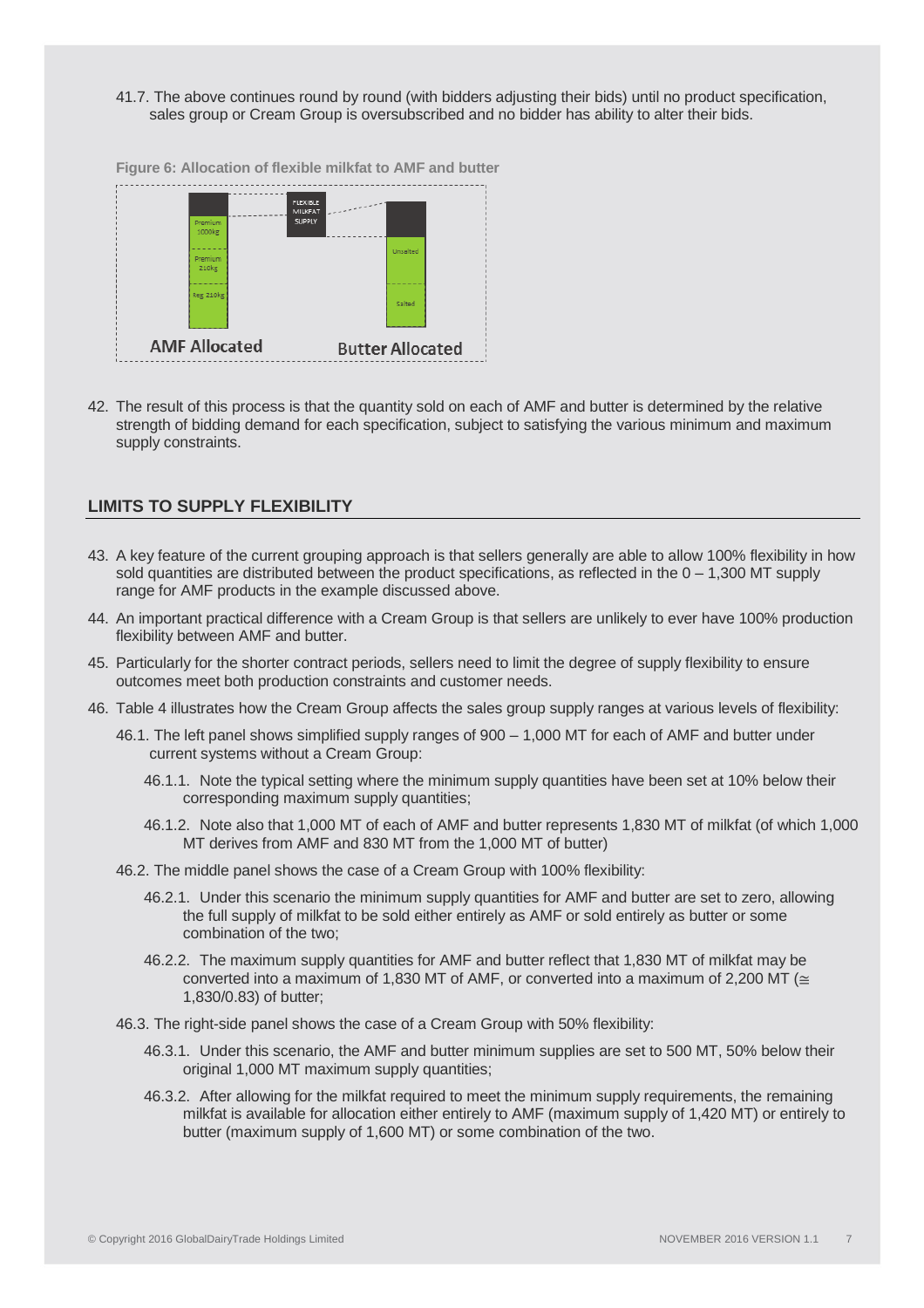41.7. The above continues round by round (with bidders adjusting their bids) until no product specification, sales group or Cream Group is oversubscribed and no bidder has ability to alter their bids.

**Figure 6: Allocation of flexible milkfat to AMF and butter**

42. The result of this process is that the quantity sold on each of AMF and butter is determined by the relative strength of bidding demand for each specification, subject to satisfying the various minimum and maximum supply constraints.

## LIMITS TO SUPPLY FLEXIBILITY

43. A key feature of the current grouping approach is that sellers generally are able to allow 100% flexibility in how sold quantities are distributed between the product specifications, as reflected in the 0 – 1,300 MT supply range for AMF products in the example discussed above.

44. An important practical difference with a Cream Group is that sellers are unlikely to ever have 100% production flexibility between AMF and butter.

45. Particularly for the shorter contract periods, sellers need to limit the degree of supply flexibility to ensure outcomes meet both production constraints and customer needs.

46. Table 4 illustrates how the Cream Group affects the sales group supply ranges at various levels of flexibility:

    46.1. The left panel shows simplified supply ranges of 900 – 1,000 MT for each of AMF and butter under current systems without a Cream Group:

    46.1.1. Note the typical setting where the minimum supply quantities have been set at 10% below their corresponding maximum supply quantities;

    46.1.2. Note also that 1,000 MT of each of AMF and butter represents 1,830 MT of milkfat (of which 1,000 MT derives from AMF and 830 MT from the 1,000 MT of butter)

    46.2. The middle panel shows the case of a Cream Group with 100% flexibility:

    46.2.1. Under this scenario the minimum supply quantities for AMF and butter are set to zero, allowing the full supply of milkfat to be sold either entirely as AMF or sold entirely as butter or some combination of the two;

    46.2.2. The maximum supply quantities for AMF and butter reflect that 1,830 MT of milkfat may be converted into a maximum of 1,830 MT of AMF, or converted into a maximum of 2,200 MT (≅ 1,830/0.83) of butter;

    46.3. The right-side panel shows the case of a Cream Group with 50% flexibility:

    46.3.1. Under this scenario, the AMF and butter minimum supplies are set to 500 MT, 50% below their original 1,000 MT maximum supply quantities;

    46.3.2. After allowing for the milkfat required to meet the minimum supply requirements, the remaining milkfat is available for allocation either entirely to AMF (maximum supply of 1,420 MT) or entirely to butter (maximum supply of 1,600 MT) or some combination of the two.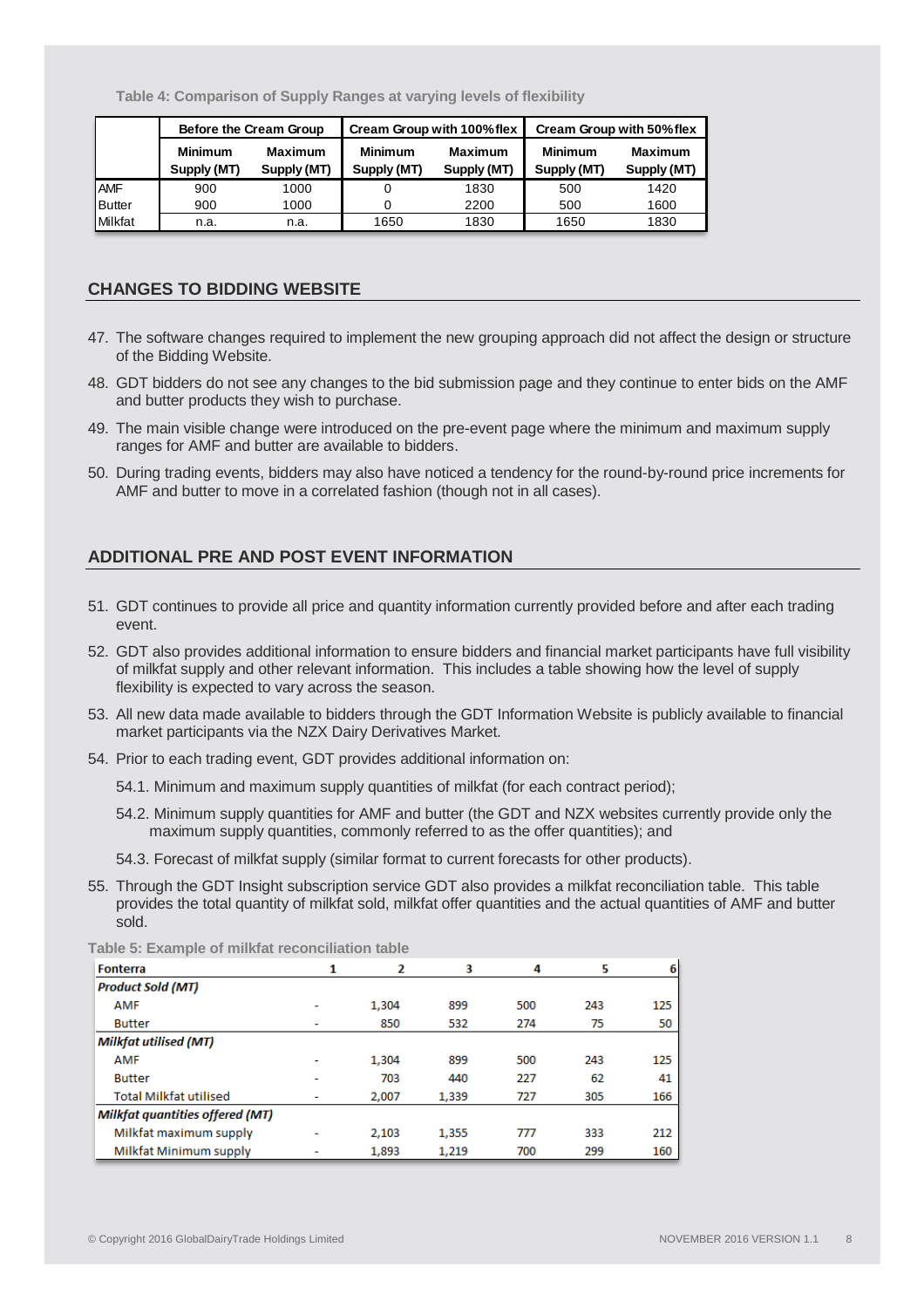**Table 4: Comparison of Supply Ranges at varying levels of flexibility**

| | Before the Cream Group | | Cream Group with 100% flex | | Cream Group with 50% flex | |
|---|---|---|---|---|---|---|
| | Minimum Supply (MT) | Maximum Supply (MT) | Minimum Supply (MT) | Maximum Supply (MT) | Minimum Supply (MT) | Maximum Supply (MT) |
| AMF | 900 | 1000 | 0 | 1830 | 500 | 1420 |
| Butter | 900 | 1000 | 0 | 2200 | 500 | 1600 |
| Milkfat | n.a. | n.a. | 1650 | 1830 | 1650 | 1830 |

## CHANGES TO BIDDING WEBSITE

47. The software changes required to implement the new grouping approach did not affect the design or structure of the Bidding Website.
48. GDT bidders do not see any changes to the bid submission page and they continue to enter bids on the AMF and butter products they wish to purchase.
49. The main visible change were introduced on the pre-event page where the minimum and maximum supply ranges for AMF and butter are available to bidders.
50. During trading events, bidders may also have noticed a tendency for the round-by-round price increments for AMF and butter to move in a correlated fashion (though not in all cases).

## ADDITIONAL PRE AND POST EVENT INFORMATION

51. GDT continues to provide all price and quantity information currently provided before and after each trading event.
52. GDT also provides additional information to ensure bidders and financial market participants have full visibility of milkfat supply and other relevant information. This includes a table showing how the level of supply flexibility is expected to vary across the season.
53. All new data made available to bidders through the GDT Information Website is publicly available to financial market participants via the NZX Dairy Derivatives Market.
54. Prior to each trading event, GDT provides additional information on:

    54.1. Minimum and maximum supply quantities of milkfat (for each contract period);

    54.2. Minimum supply quantities for AMF and butter (the GDT and NZX websites currently provide only the maximum supply quantities, commonly referred to as the offer quantities); and

    54.3. Forecast of milkfat supply (similar format to current forecasts for other products).

55. Through the GDT Insight subscription service GDT also provides a milkfat reconciliation table. This table provides the total quantity of milkfat sold, milkfat offer quantities and the actual quantities of AMF and butter sold.

**Table 5: Example of milkfat reconciliation table**

| Fonterra | 1 | 2 | 3 | 4 | 5 | 6 |
|---|---|---|---|---|---|---|
| ***Product Sold (MT)*** | | | | | | |
| AMF | - | 1,304 | 899 | 500 | 243 | 125 |
| Butter | - | 850 | 532 | 274 | 75 | 50 |
| ***Milkfat utilised (MT)*** | | | | | | |
| AMF | - | 1,304 | 899 | 500 | 243 | 125 |
| Butter | - | 703 | 440 | 227 | 62 | 41 |
| Total Milkfat utilised | - | 2,007 | 1,339 | 727 | 305 | 166 |
| ***Milkfat quantities offered (MT)*** | | | | | | |
| Milkfat maximum supply | - | 2,103 | 1,355 | 777 | 333 | 212 |
| Milkfat Minimum supply | - | 1,893 | 1,219 | 700 | 299 | 160 |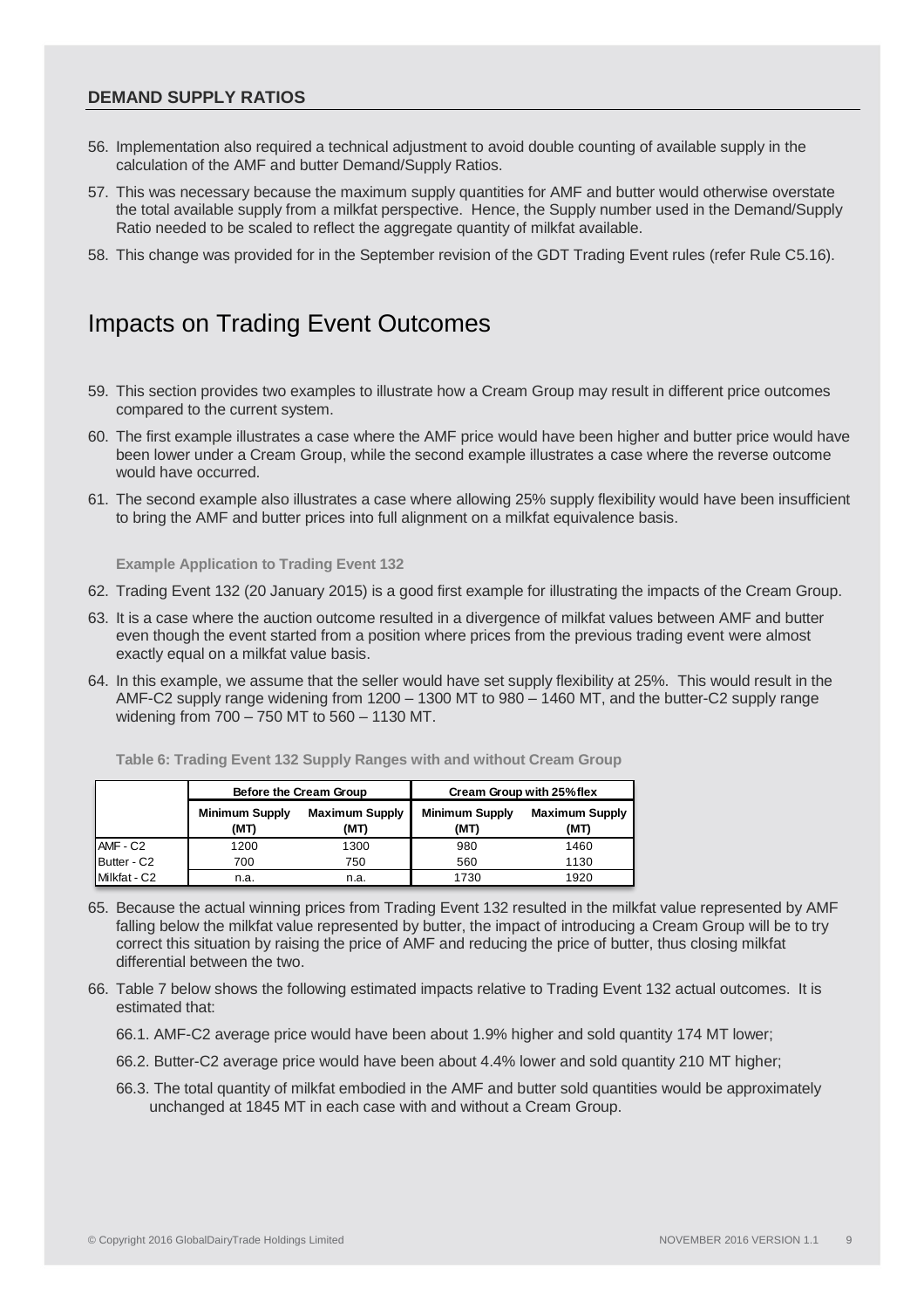## DEMAND SUPPLY RATIOS

56. Implementation also required a technical adjustment to avoid double counting of available supply in the calculation of the AMF and butter Demand/Supply Ratios.
57. This was necessary because the maximum supply quantities for AMF and butter would otherwise overstate the total available supply from a milkfat perspective. Hence, the Supply number used in the Demand/Supply Ratio needed to be scaled to reflect the aggregate quantity of milkfat available.
58. This change was provided for in the September revision of the GDT Trading Event rules (refer Rule C5.16).

# Impacts on Trading Event Outcomes

59. This section provides two examples to illustrate how a Cream Group may result in different price outcomes compared to the current system.
60. The first example illustrates a case where the AMF price would have been higher and butter price would have been lower under a Cream Group, while the second example illustrates a case where the reverse outcome would have occurred.
61. The second example also illustrates a case where allowing 25% supply flexibility would have been insufficient to bring the AMF and butter prices into full alignment on a milkfat equivalence basis.

### Example Application to Trading Event 132

62. Trading Event 132 (20 January 2015) is a good first example for illustrating the impacts of the Cream Group.
63. It is a case where the auction outcome resulted in a divergence of milkfat values between AMF and butter even though the event started from a position where prices from the previous trading event were almost exactly equal on a milkfat value basis.
64. In this example, we assume that the seller would have set supply flexibility at 25%. This would result in the AMF-C2 supply range widening from 1200 – 1300 MT to 980 – 1460 MT, and the butter-C2 supply range widening from 700 – 750 MT to 560 – 1130 MT.

**Table 6: Trading Event 132 Supply Ranges with and without Cream Group**

| | Before the Cream Group | | Cream Group with 25% flex | |
|---|---|---|---|---|
| | Minimum Supply (MT) | Maximum Supply (MT) | Minimum Supply (MT) | Maximum Supply (MT) |
| AMF - C2 | 1200 | 1300 | 980 | 1460 |
| Butter - C2 | 700 | 750 | 560 | 1130 |
| Milkfat - C2 | n.a. | n.a. | 1730 | 1920 |

65. Because the actual winning prices from Trading Event 132 resulted in the milkfat value represented by AMF falling below the milkfat value represented by butter, the impact of introducing a Cream Group will be to try correct this situation by raising the price of AMF and reducing the price of butter, thus closing milkfat differential between the two.
66. Table 7 below shows the following estimated impacts relative to Trading Event 132 actual outcomes. It is estimated that:
    66.1. AMF-C2 average price would have been about 1.9% higher and sold quantity 174 MT lower;
    66.2. Butter-C2 average price would have been about 4.4% lower and sold quantity 210 MT higher;
    66.3. The total quantity of milkfat embodied in the AMF and butter sold quantities would be approximately unchanged at 1845 MT in each case with and without a Cream Group.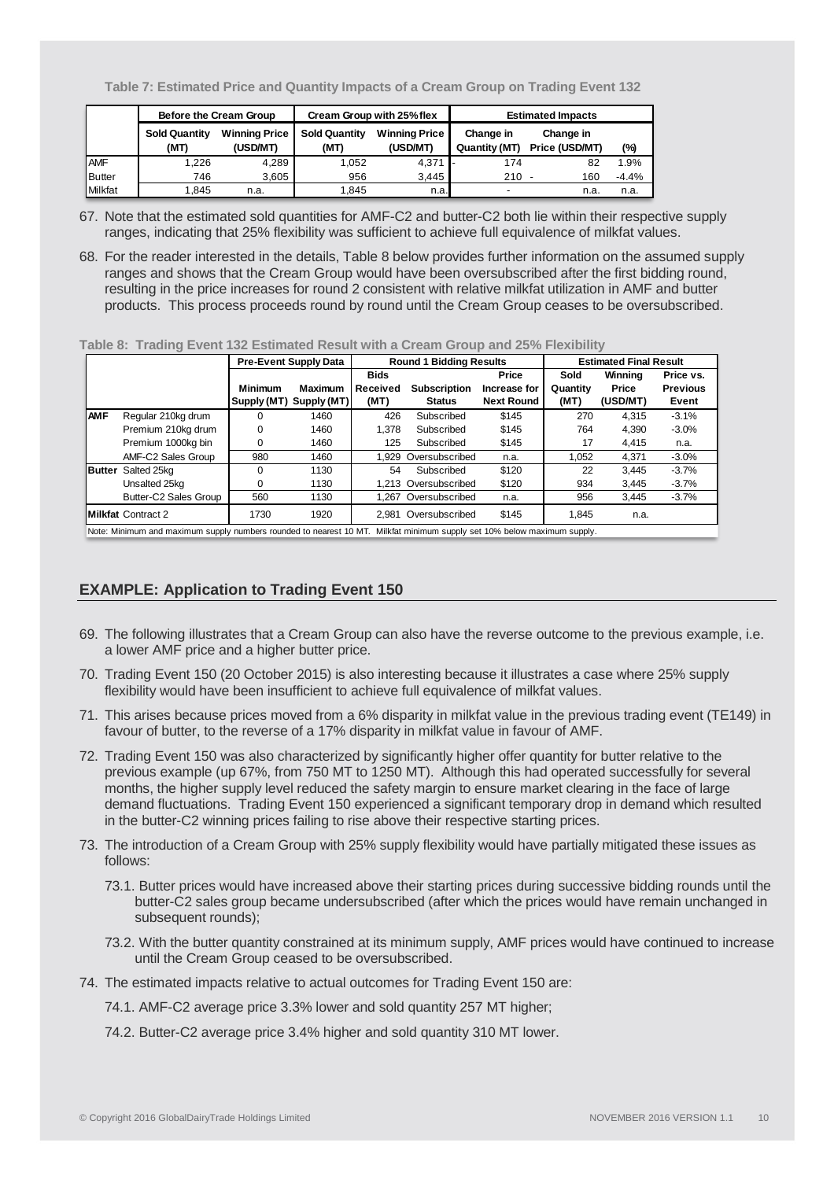**Table 7: Estimated Price and Quantity Impacts of a Cream Group on Trading Event 132**

| | Before the Cream Group | | Cream Group with 25% flex | | Estimated Impacts | | |
|---|---|---|---|---|---|---|---|
| | Sold Quantity (MT) | Winning Price (USD/MT) | Sold Quantity (MT) | Winning Price (USD/MT) | Change in Quantity (MT) | Change in Price (USD/MT) | (%) |
| AMF | 1,226 | 4,289 | 1,052 | 4,371 | - 174 | 82 | 1.9% |
| Butter | 746 | 3,605 | 956 | 3,445 | 210 | - 160 | -4.4% |
| Milkfat | 1,845 | n.a. | 1,845 | n.a. | - | n.a. | n.a. |

67. Note that the estimated sold quantities for AMF-C2 and butter-C2 both lie within their respective supply ranges, indicating that 25% flexibility was sufficient to achieve full equivalence of milkfat values.

68. For the reader interested in the details, Table 8 below provides further information on the assumed supply ranges and shows that the Cream Group would have been oversubscribed after the first bidding round, resulting in the price increases for round 2 consistent with relative milkfat utilization in AMF and butter products. This process proceeds round by round until the Cream Group ceases to be oversubscribed.

**Table 8: Trading Event 132 Estimated Result with a Cream Group and 25% Flexibility**

| | | Pre-Event Supply Data | | Round 1 Bidding Results | | | Estimated Final Result | | |
|---|---|---|---|---|---|---|---|---|---|
| | | Minimum Supply (MT) | Maximum Supply (MT) | Bids Received (MT) | Subscription Status | Price Increase for Next Round | Sold Quantity (MT) | Winning Price (USD/MT) | Price vs. Previous Event |
| AMF | Regular 210kg drum | 0 | 1460 | 426 | Subscribed | $145 | 270 | 4,315 | -3.1% |
| | Premium 210kg drum | 0 | 1460 | 1,378 | Subscribed | $145 | 764 | 4,390 | -3.0% |
| | Premium 1000kg bin | 0 | 1460 | 125 | Subscribed | $145 | 17 | 4,415 | n.a. |
| | AMF-C2 Sales Group | 980 | 1460 | 1,929 | Oversubscribed | n.a. | 1,052 | 4,371 | -3.0% |
| Butter | Salted 25kg | 0 | 1130 | 54 | Subscribed | $120 | 22 | 3,445 | -3.7% |
| | Unsalted 25kg | 0 | 1130 | 1,213 | Oversubscribed | $120 | 934 | 3,445 | -3.7% |
| | Butter-C2 Sales Group | 560 | 1130 | 1,267 | Oversubscribed | n.a. | 956 | 3,445 | -3.7% |
| Milkfat | Contract 2 | 1730 | 1920 | 2,981 | Oversubscribed | $145 | 1,845 | n.a. | |

Note: Minimum and maximum supply numbers rounded to nearest 10 MT. Milkfat minimum supply set 10% below maximum supply.

## EXAMPLE: Application to Trading Event 150

69. The following illustrates that a Cream Group can also have the reverse outcome to the previous example, i.e. a lower AMF price and a higher butter price.

70. Trading Event 150 (20 October 2015) is also interesting because it illustrates a case where 25% supply flexibility would have been insufficient to achieve full equivalence of milkfat values.

71. This arises because prices moved from a 6% disparity in milkfat value in the previous trading event (TE149) in favour of butter, to the reverse of a 17% disparity in milkfat value in favour of AMF.

72. Trading Event 150 was also characterized by significantly higher offer quantity for butter relative to the previous example (up 67%, from 750 MT to 1250 MT). Although this had operated successfully for several months, the higher supply level reduced the safety margin to ensure market clearing in the face of large demand fluctuations. Trading Event 150 experienced a significant temporary drop in demand which resulted in the butter-C2 winning prices failing to rise above their respective starting prices.

73. The introduction of a Cream Group with 25% supply flexibility would have partially mitigated these issues as follows:

    73.1. Butter prices would have increased above their starting prices during successive bidding rounds until the butter-C2 sales group became undersubscribed (after which the prices would have remain unchanged in subsequent rounds);

    73.2. With the butter quantity constrained at its minimum supply, AMF prices would have continued to increase until the Cream Group ceased to be oversubscribed.

74. The estimated impacts relative to actual outcomes for Trading Event 150 are:

    74.1. AMF-C2 average price 3.3% lower and sold quantity 257 MT higher;

    74.2. Butter-C2 average price 3.4% higher and sold quantity 310 MT lower.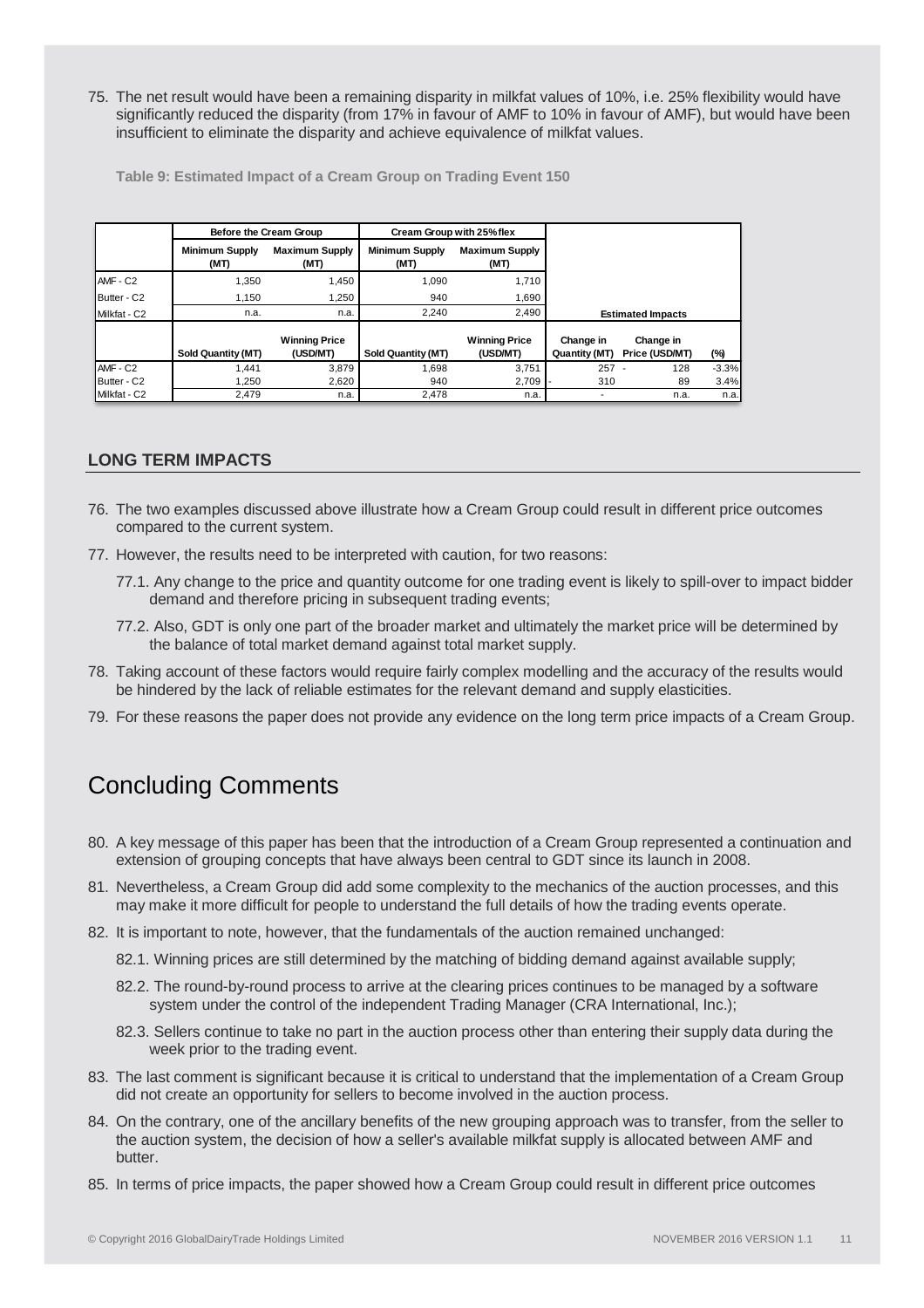75. The net result would have been a remaining disparity in milkfat values of 10%, i.e. 25% flexibility would have significantly reduced the disparity (from 17% in favour of AMF to 10% in favour of AMF), but would have been insufficient to eliminate the disparity and achieve equivalence of milkfat values.

**Table 9: Estimated Impact of a Cream Group on Trading Event 150**

| | Before the Cream Group | | Cream Group with 25% flex | | | | |
|---|---|---|---|---|---|---|---|
| | Minimum Supply (MT) | Maximum Supply (MT) | Minimum Supply (MT) | Maximum Supply (MT) | | | |
| AMF - C2 | 1,350 | 1,450 | 1,090 | 1,710 | | | |
| Butter - C2 | 1,150 | 1,250 | 940 | 1,690 | | | |
| Milkfat - C2 | n.a. | n.a. | 2,240 | 2,490 | Estimated Impacts | | |
| | Sold Quantity (MT) | Winning Price (USD/MT) | Sold Quantity (MT) | Winning Price (USD/MT) | Change in Quantity (MT) | Change in Price (USD/MT) | (%) |
| AMF - C2 | 1,441 | 3,879 | 1,698 | 3,751 | 257 | -128 | -3.3% |
| Butter - C2 | 1,250 | 2,620 | 940 | 2,709 | -310 | 89 | 3.4% |
| Milkfat - C2 | 2,479 | n.a. | 2,478 | n.a. | - | n.a. | n.a. |

## LONG TERM IMPACTS

76. The two examples discussed above illustrate how a Cream Group could result in different price outcomes compared to the current system.

77. However, the results need to be interpreted with caution, for two reasons:

    77.1. Any change to the price and quantity outcome for one trading event is likely to spill-over to impact bidder demand and therefore pricing in subsequent trading events;

    77.2. Also, GDT is only one part of the broader market and ultimately the market price will be determined by the balance of total market demand against total market supply.

78. Taking account of these factors would require fairly complex modelling and the accuracy of the results would be hindered by the lack of reliable estimates for the relevant demand and supply elasticities.

79. For these reasons the paper does not provide any evidence on the long term price impacts of a Cream Group.

# Concluding Comments

80. A key message of this paper has been that the introduction of a Cream Group represented a continuation and extension of grouping concepts that have always been central to GDT since its launch in 2008.

81. Nevertheless, a Cream Group did add some complexity to the mechanics of the auction processes, and this may make it more difficult for people to understand the full details of how the trading events operate.

82. It is important to note, however, that the fundamentals of the auction remained unchanged:

    82.1. Winning prices are still determined by the matching of bidding demand against available supply;

    82.2. The round-by-round process to arrive at the clearing prices continues to be managed by a software system under the control of the independent Trading Manager (CRA International, Inc.);

    82.3. Sellers continue to take no part in the auction process other than entering their supply data during the week prior to the trading event.

83. The last comment is significant because it is critical to understand that the implementation of a Cream Group did not create an opportunity for sellers to become involved in the auction process.

84. On the contrary, one of the ancillary benefits of the new grouping approach was to transfer, from the seller to the auction system, the decision of how a seller's available milkfat supply is allocated between AMF and butter.

85. In terms of price impacts, the paper showed how a Cream Group could result in different price outcomes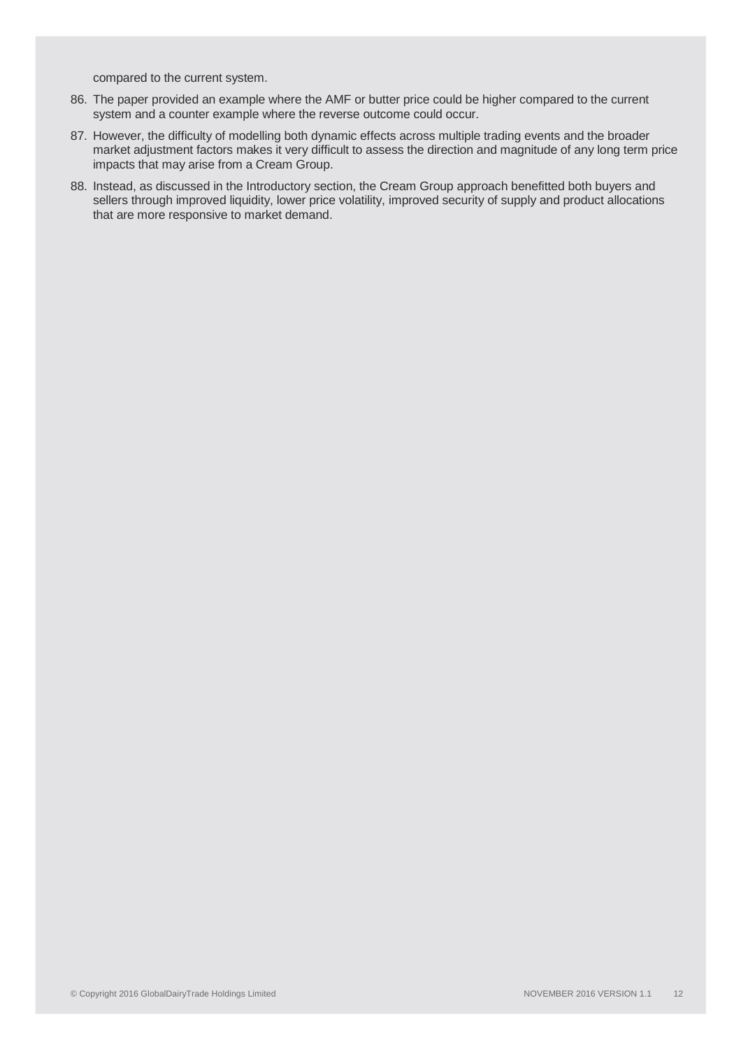compared to the current system.

86. The paper provided an example where the AMF or butter price could be higher compared to the current system and a counter example where the reverse outcome could occur.
87. However, the difficulty of modelling both dynamic effects across multiple trading events and the broader market adjustment factors makes it very difficult to assess the direction and magnitude of any long term price impacts that may arise from a Cream Group.
88. Instead, as discussed in the Introductory section, the Cream Group approach benefitted both buyers and sellers through improved liquidity, lower price volatility, improved security of supply and product allocations that are more responsive to market demand.